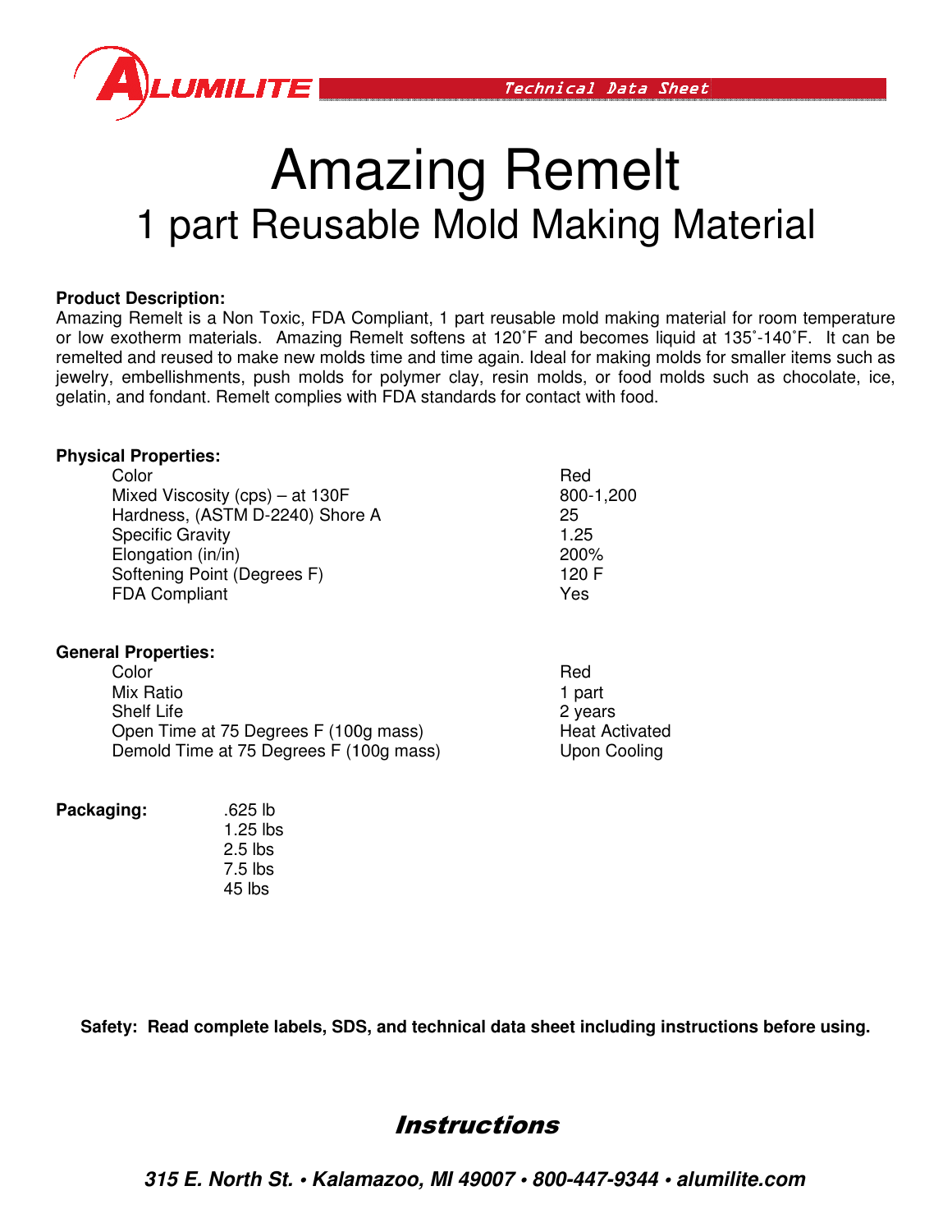ALUMILITE Technical Data Sheet

# Amazing Remelt

## 1 part Reusable Mold Making Material

**Product Description:**
Amazing Remelt is a Non Toxic, FDA Compliant, 1 part reusable mold making material for room temperature or low exotherm materials. Amazing Remelt softens at 120˚F and becomes liquid at 135˚-140˚F. It can be remelted and reused to make new molds time and time again. Ideal for making molds for smaller items such as jewelry, embellishments, push molds for polymer clay, resin molds, or food molds such as chocolate, ice, gelatin, and fondant. Remelt complies with FDA standards for contact with food.

**Physical Properties:**

| | |
|---|---|
| Color | Red |
| Mixed Viscosity (cps) – at 130F | 800-1,200 |
| Hardness, (ASTM D-2240) Shore A | 25 |
| Specific Gravity | 1.25 |
| Elongation (in/in) | 200% |
| Softening Point (Degrees F) | 120 F |
| FDA Compliant | Yes |

**General Properties:**

| | |
|---|---|
| Color | Red |
| Mix Ratio | 1 part |
| Shelf Life | 2 years |
| Open Time at 75 Degrees F (100g mass) | Heat Activated |
| Demold Time at 75 Degrees F (100g mass) | Upon Cooling |

**Packaging:**
- .625 lb
- 1.25 lbs
- 2.5 lbs
- 7.5 lbs
- 45 lbs

**Safety: Read complete labels, SDS, and technical data sheet including instructions before using.**

## *Instructions*

***315 E. North St. • Kalamazoo, MI 49007 • 800-447-9344 • alumilite.com***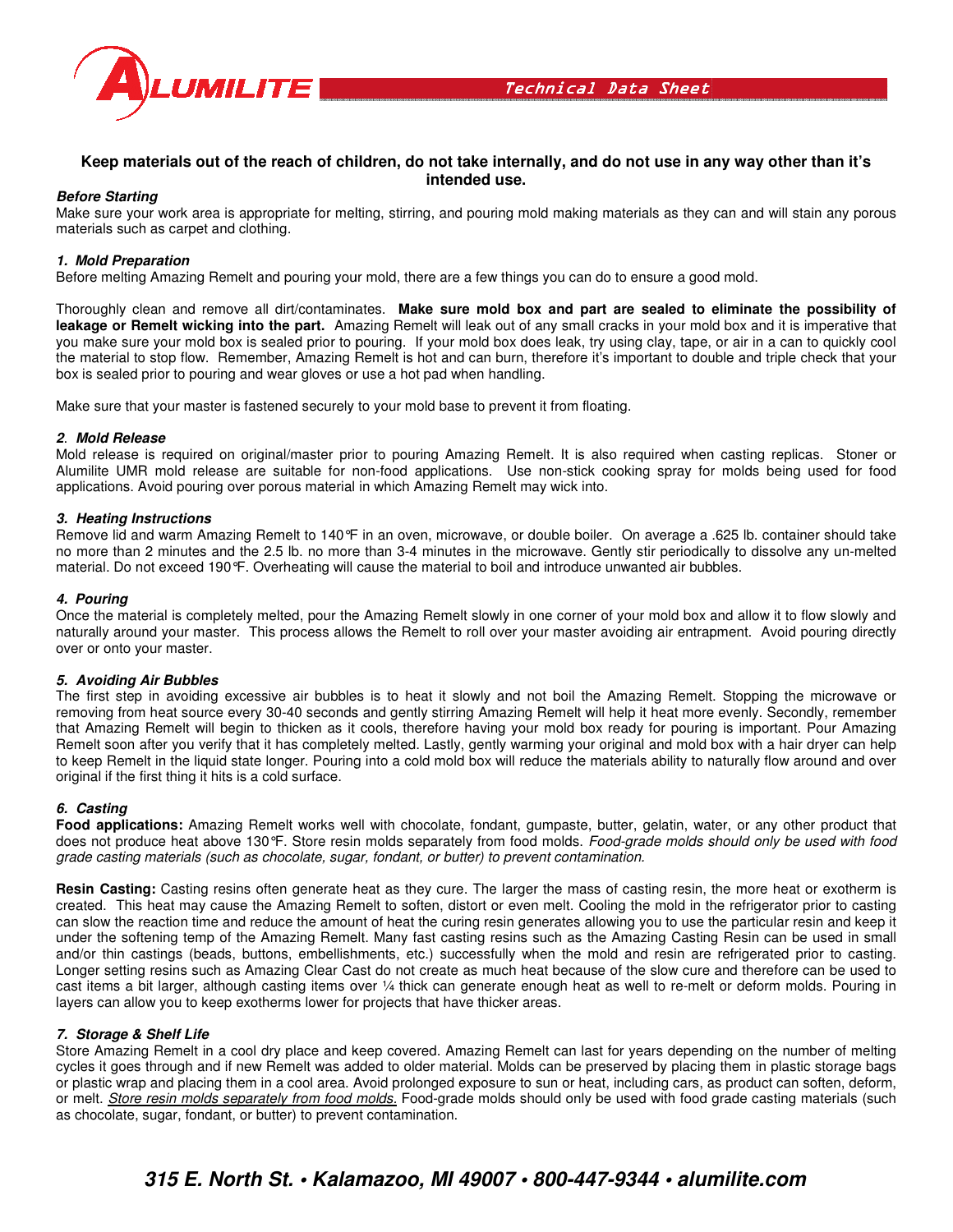**Keep materials out of the reach of children, do not take internally, and do not use in any way other than it's intended use.**

***Before Starting***
Make sure your work area is appropriate for melting, stirring, and pouring mold making materials as they can and will stain any porous materials such as carpet and clothing.

***1. Mold Preparation***
Before melting Amazing Remelt and pouring your mold, there are a few things you can do to ensure a good mold.

Thoroughly clean and remove all dirt/contaminates. **Make sure mold box and part are sealed to eliminate the possibility of leakage or Remelt wicking into the part.** Amazing Remelt will leak out of any small cracks in your mold box and it is imperative that you make sure your mold box is sealed prior to pouring. If your mold box does leak, try using clay, tape, or air in a can to quickly cool the material to stop flow. Remember, Amazing Remelt is hot and can burn, therefore it's important to double and triple check that your box is sealed prior to pouring and wear gloves or use a hot pad when handling.

Make sure that your master is fastened securely to your mold base to prevent it from floating.

***2. Mold Release***
Mold release is required on original/master prior to pouring Amazing Remelt. It is also required when casting replicas. Stoner or Alumilite UMR mold release are suitable for non-food applications. Use non-stick cooking spray for molds being used for food applications. Avoid pouring over porous material in which Amazing Remelt may wick into.

***3. Heating Instructions***
Remove lid and warm Amazing Remelt to 140°F in an oven, microwave, or double boiler. On average a .625 lb. container should take no more than 2 minutes and the 2.5 lb. no more than 3-4 minutes in the microwave. Gently stir periodically to dissolve any un-melted material. Do not exceed 190°F. Overheating will cause the material to boil and introduce unwanted air bubbles.

***4. Pouring***
Once the material is completely melted, pour the Amazing Remelt slowly in one corner of your mold box and allow it to flow slowly and naturally around your master. This process allows the Remelt to roll over your master avoiding air entrapment. Avoid pouring directly over or onto your master.

***5. Avoiding Air Bubbles***
The first step in avoiding excessive air bubbles is to heat it slowly and not boil the Amazing Remelt. Stopping the microwave or removing from heat source every 30-40 seconds and gently stirring Amazing Remelt will help it heat more evenly. Secondly, remember that Amazing Remelt will begin to thicken as it cools, therefore having your mold box ready for pouring is important. Pour Amazing Remelt soon after you verify that it has completely melted. Lastly, gently warming your original and mold box with a hair dryer can help to keep Remelt in the liquid state longer. Pouring into a cold mold box will reduce the materials ability to naturally flow around and over original if the first thing it hits is a cold surface.

***6. Casting***
**Food applications:** Amazing Remelt works well with chocolate, fondant, gumpaste, butter, gelatin, water, or any other product that does not produce heat above 130°F. Store resin molds separately from food molds. *Food-grade molds should only be used with food grade casting materials (such as chocolate, sugar, fondant, or butter) to prevent contamination.*

**Resin Casting:** Casting resins often generate heat as they cure. The larger the mass of casting resin, the more heat or exotherm is created. This heat may cause the Amazing Remelt to soften, distort or even melt. Cooling the mold in the refrigerator prior to casting can slow the reaction time and reduce the amount of heat the curing resin generates allowing you to use the particular resin and keep it under the softening temp of the Amazing Remelt. Many fast casting resins such as the Amazing Casting Resin can be used in small and/or thin castings (beads, buttons, embellishments, etc.) successfully when the mold and resin are refrigerated prior to casting. Longer setting resins such as Amazing Clear Cast do not create as much heat because of the slow cure and therefore can be used to cast items a bit larger, although casting items over ¼ thick can generate enough heat as well to re-melt or deform molds. Pouring in layers can allow you to keep exotherms lower for projects that have thicker areas.

***7. Storage & Shelf Life***
Store Amazing Remelt in a cool dry place and keep covered. Amazing Remelt can last for years depending on the number of melting cycles it goes through and if new Remelt was added to older material. Molds can be preserved by placing them in plastic storage bags or plastic wrap and placing them in a cool area. Avoid prolonged exposure to sun or heat, including cars, as product can soften, deform, or melt. *Store resin molds separately from food molds.* Food-grade molds should only be used with food grade casting materials (such as chocolate, sugar, fondant, or butter) to prevent contamination.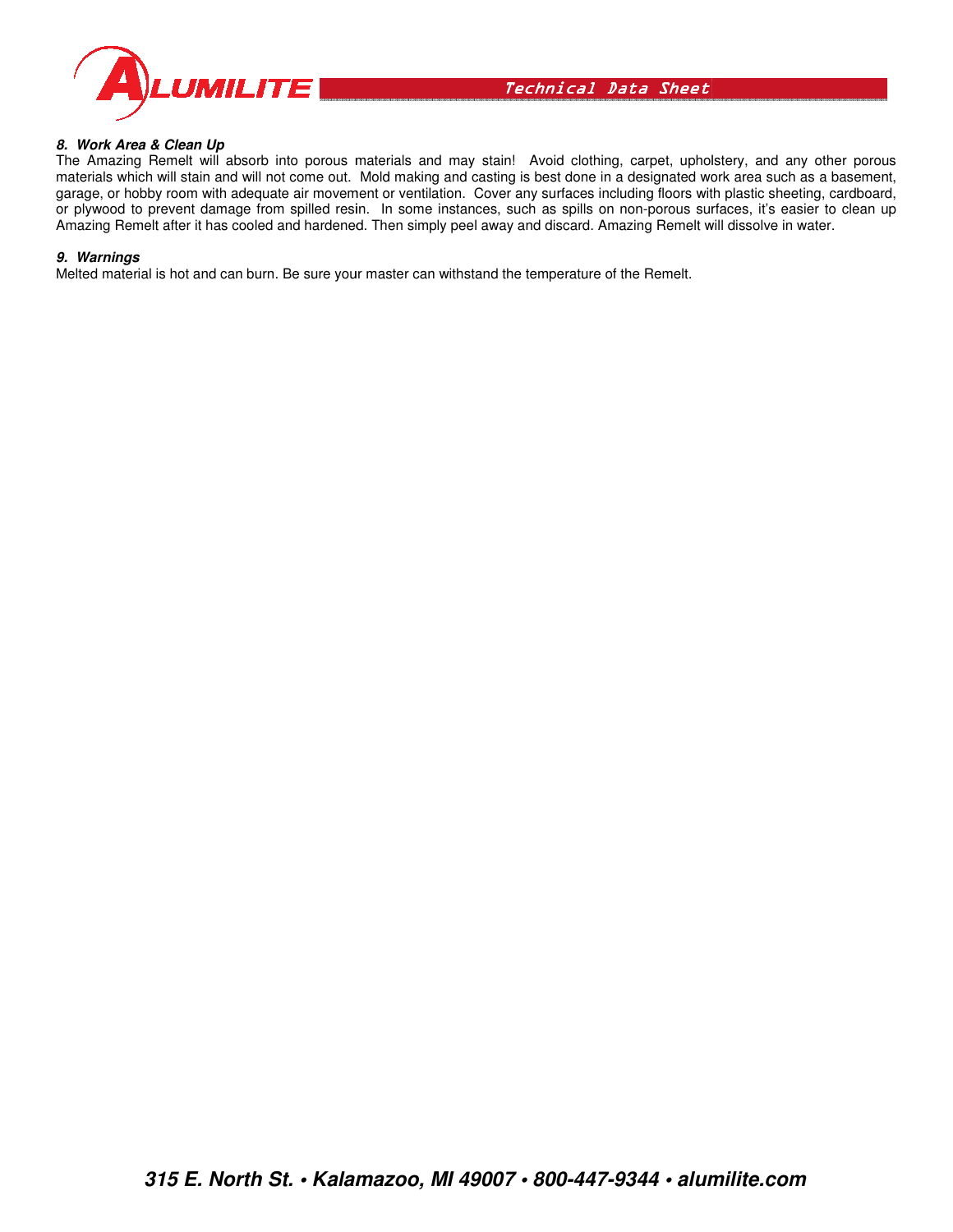***8. Work Area & Clean Up***

The Amazing Remelt will absorb into porous materials and may stain! Avoid clothing, carpet, upholstery, and any other porous materials which will stain and will not come out. Mold making and casting is best done in a designated work area such as a basement, garage, or hobby room with adequate air movement or ventilation. Cover any surfaces including floors with plastic sheeting, cardboard, or plywood to prevent damage from spilled resin. In some instances, such as spills on non-porous surfaces, it's easier to clean up Amazing Remelt after it has cooled and hardened. Then simply peel away and discard. Amazing Remelt will dissolve in water.

***9. Warnings***

Melted material is hot and can burn. Be sure your master can withstand the temperature of the Remelt.